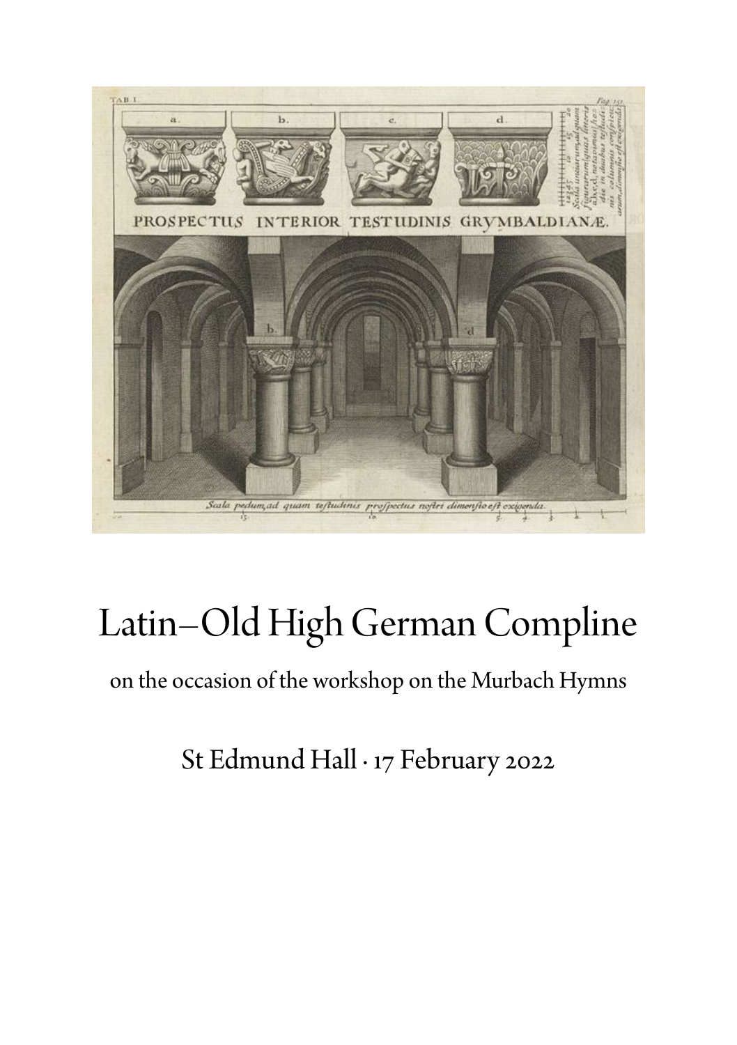# Latin–Old High German Compline

on the occasion of the workshop on the Murbach Hymns

St Edmund Hall · 17 February 2022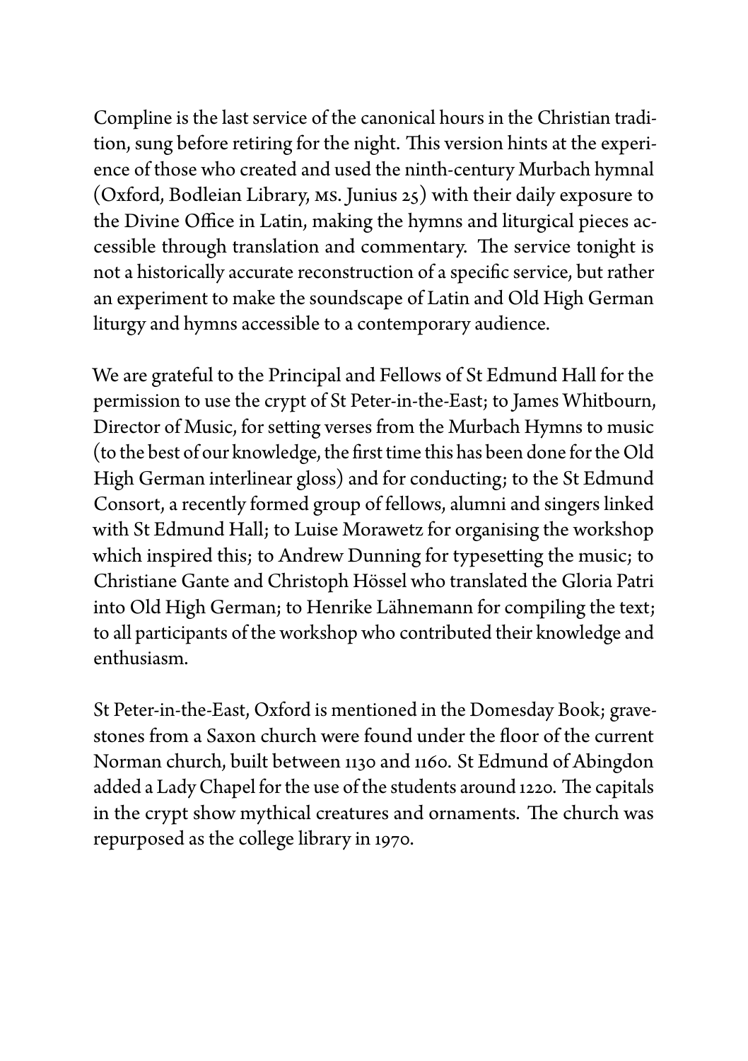Compline is the last service of the canonical hours in the Christian tradition, sung before retiring for the night. This version hints at the experience of those who created and used the ninth-century Murbach hymnal (Oxford, Bodleian Library, MS. Junius 25) with their daily exposure to the Divine Office in Latin, making the hymns and liturgical pieces accessible through translation and commentary. The service tonight is not a historically accurate reconstruction of a specific service, but rather an experiment to make the soundscape of Latin and Old High German liturgy and hymns accessible to a contemporary audience.

We are grateful to the Principal and Fellows of St Edmund Hall for the permission to use the crypt of St Peter-in-the-East; to James Whitbourn, Director of Music, for setting verses from the Murbach Hymns to music (to the best of our knowledge, the first time this has been done for the Old High German interlinear gloss) and for conducting; to the St Edmund Consort, a recently formed group of fellows, alumni and singers linked with St Edmund Hall; to Luise Morawetz for organising the workshop which inspired this; to Andrew Dunning for typesetting the music; to Christiane Gante and Christoph Hössel who translated the Gloria Patri into Old High German; to Henrike Lähnemann for compiling the text; to all participants of the workshop who contributed their knowledge and enthusiasm.

St Peter-in-the-East, Oxford is mentioned in the Domesday Book; gravestones from a Saxon church were found under the floor of the current Norman church, built between 1130 and 1160. St Edmund of Abingdon added a Lady Chapel for the use of the students around 1220. The capitals in the crypt show mythical creatures and ornaments. The church was repurposed as the college library in 1970.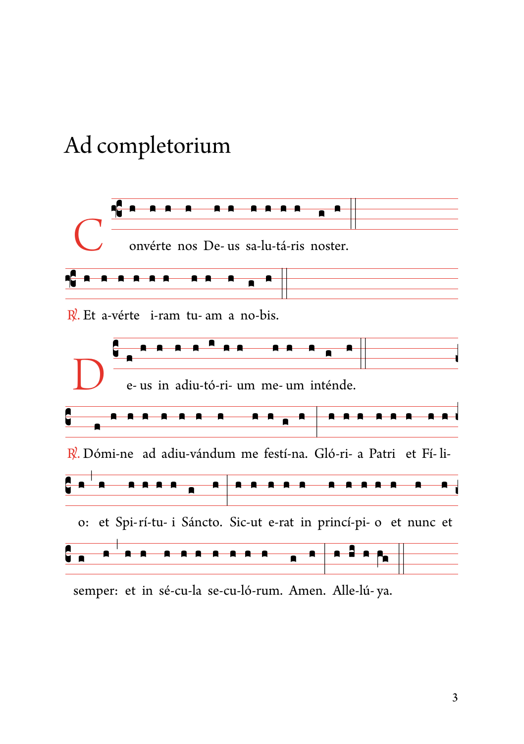# Ad completorium

Convérte nos De- us sa-lu-tá-ris noster.

℟. Et a-vérte i-ram tu- am a no-bis.

De- us in adiu-tó-ri- um me- um inténde.

℟. Dómi-ne ad adiu-vándum me festí-na. Gló-ri- a Patri et Fí- li- o: et Spi-rí-tu- i Sáncto. Sic-ut e-rat in princí-pi- o et nunc et semper: et in sé-cu-la se-cu-ló-rum. Amen. Alle-lú- ya.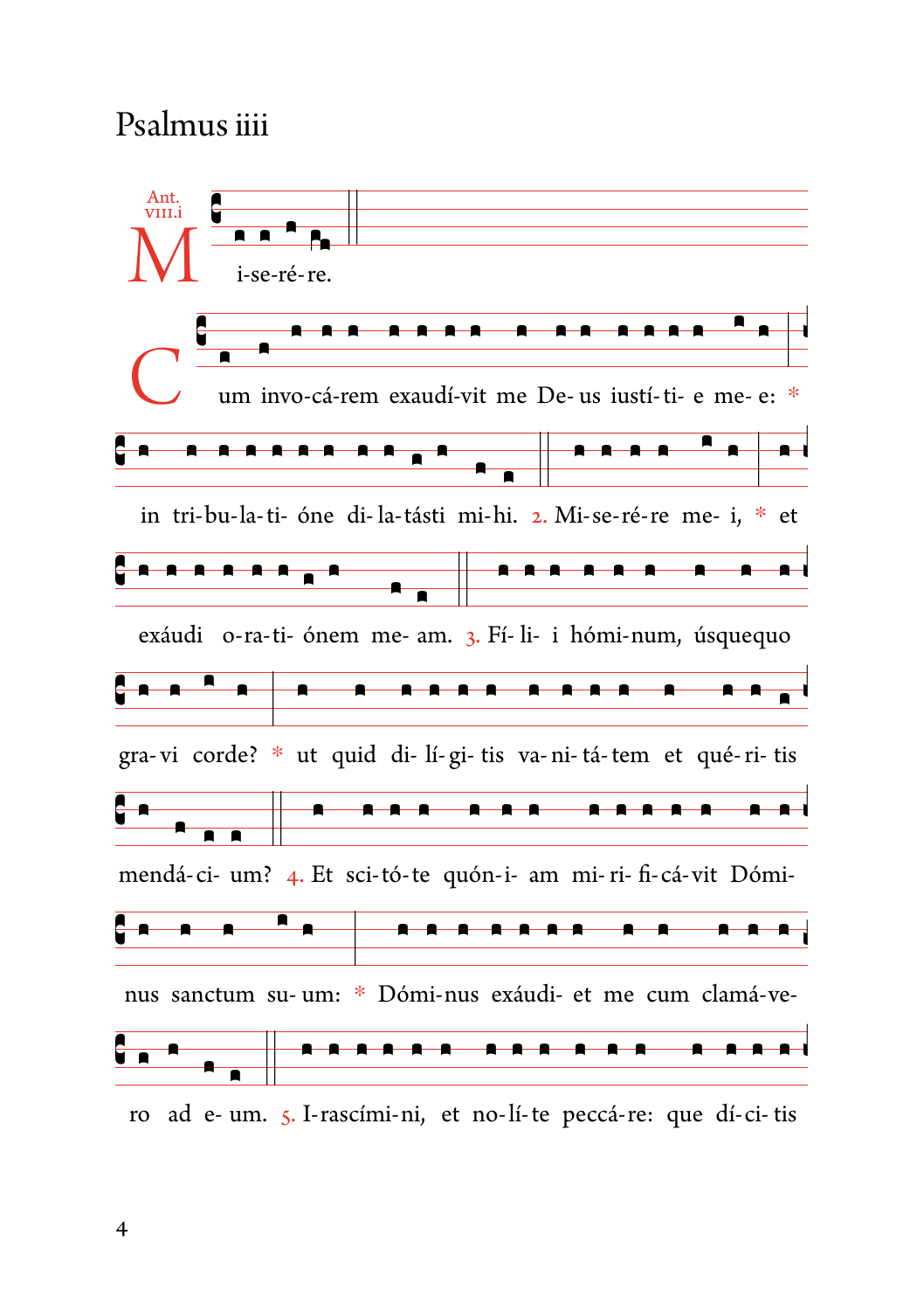# Psalmus iiii

Ant. viii.i

Mi-se-ré-re.

Cum invo-cá-rem exaudí-vit me De- us iustí- ti- e me- e: * in tri-bu-la-ti- óne di-la-tásti mi-hi. 2. Mi-se-ré-re me- i, * et exáudi o-ra-ti- ónem me- am. 3. Fí- li- i hómi-num, úsquequo gra-vi corde? * ut quid di- lí- gi- tis va- ni- tá-tem et qué- ri- tis mendá- ci- um? 4. Et sci-tó-te quón-i- am mi- ri- fi-cá-vit Dómi-nus sanctum su- um: * Dómi-nus exáudi- et me cum clamá-ve-ro ad e- um. 5. I-rascími-ni, et no-lí-te peccá-re: que dí-ci- tis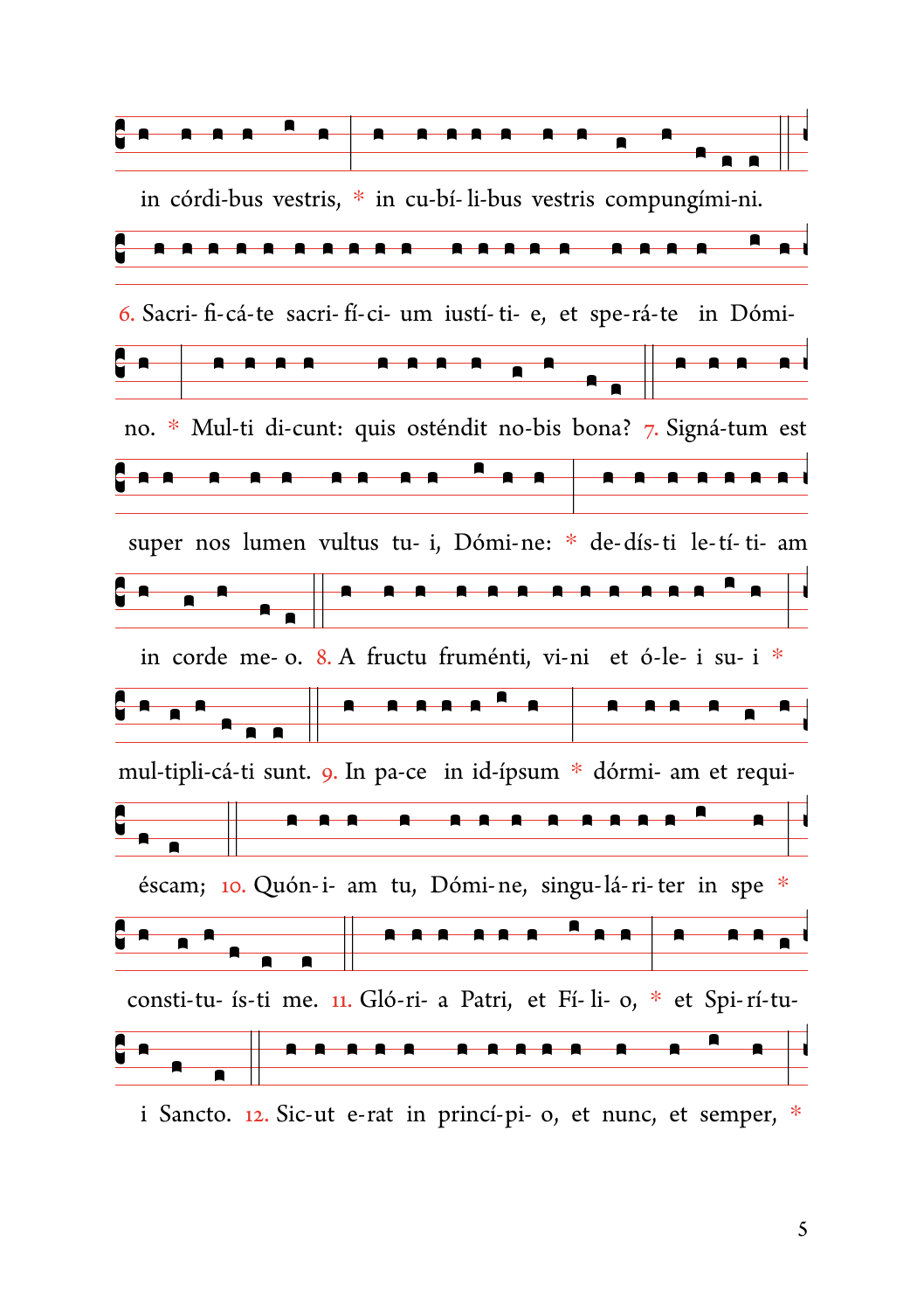in córdi-bus vestris, * in cu-bí- li-bus vestris compungími-ni.

6. Sacri- fi-cá-te sacri- fí-ci- um iustí- ti- e, et spe-rá-te in Dómi-

no. * Mul-ti di-cunt: quis osténdit no-bis bona? 7. Signá-tum est

super nos lumen vultus tu- i, Dómi-ne: * de-dís-ti le-tí- ti- am

in corde me- o. 8. A fructu fruménti, vi-ni et ó-le- i su- i *

mul-tipli-cá-ti sunt. 9. In pa-ce in id-ípsum * dórmi- am et requi-

éscam; 10. Quón-i- am tu, Dómi-ne, singu-lá-ri-ter in spe *

consti-tu- ís-ti me. 11. Gló-ri- a Patri, et Fí- li- o, * et Spi-rí-tu-

i Sancto. 12. Sic-ut e-rat in princí-pi- o, et nunc, et semper, *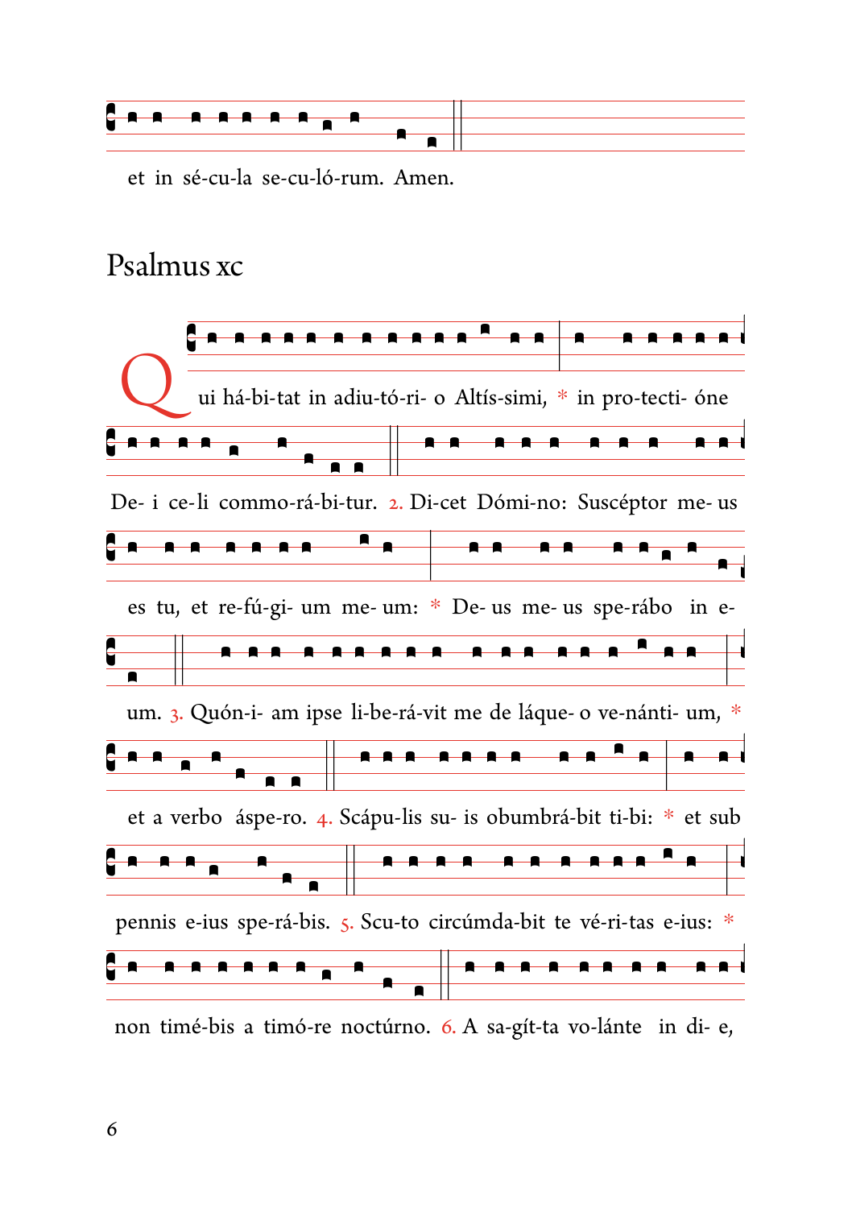et in sé-cu-la se-cu-ló-rum. Amen.

## Psalmus xc

Qui há-bi-tat in adiu-tó-ri- o Altís-simi, * in pro-tecti- óne De- i ce-li commo-rá-bi-tur. 2. Di-cet Dómi-no: Suscéptor me- us es tu, et re-fú-gi- um me- um: * De- us me- us spe-rábo in e- um. 3. Quón-i- am ipse li-be-rá-vit me de láque- o ve-nánti- um, * et a verbo áspe-ro. 4. Scápu-lis su- is obumbrá-bit ti-bi: * et sub pennis e-ius spe-rá-bis. 5. Scu-to circúmda-bit te vé-ri-tas e-ius: * non timé-bis a timó-re noctúrno. 6. A sa-gít-ta vo-lánte in di- e,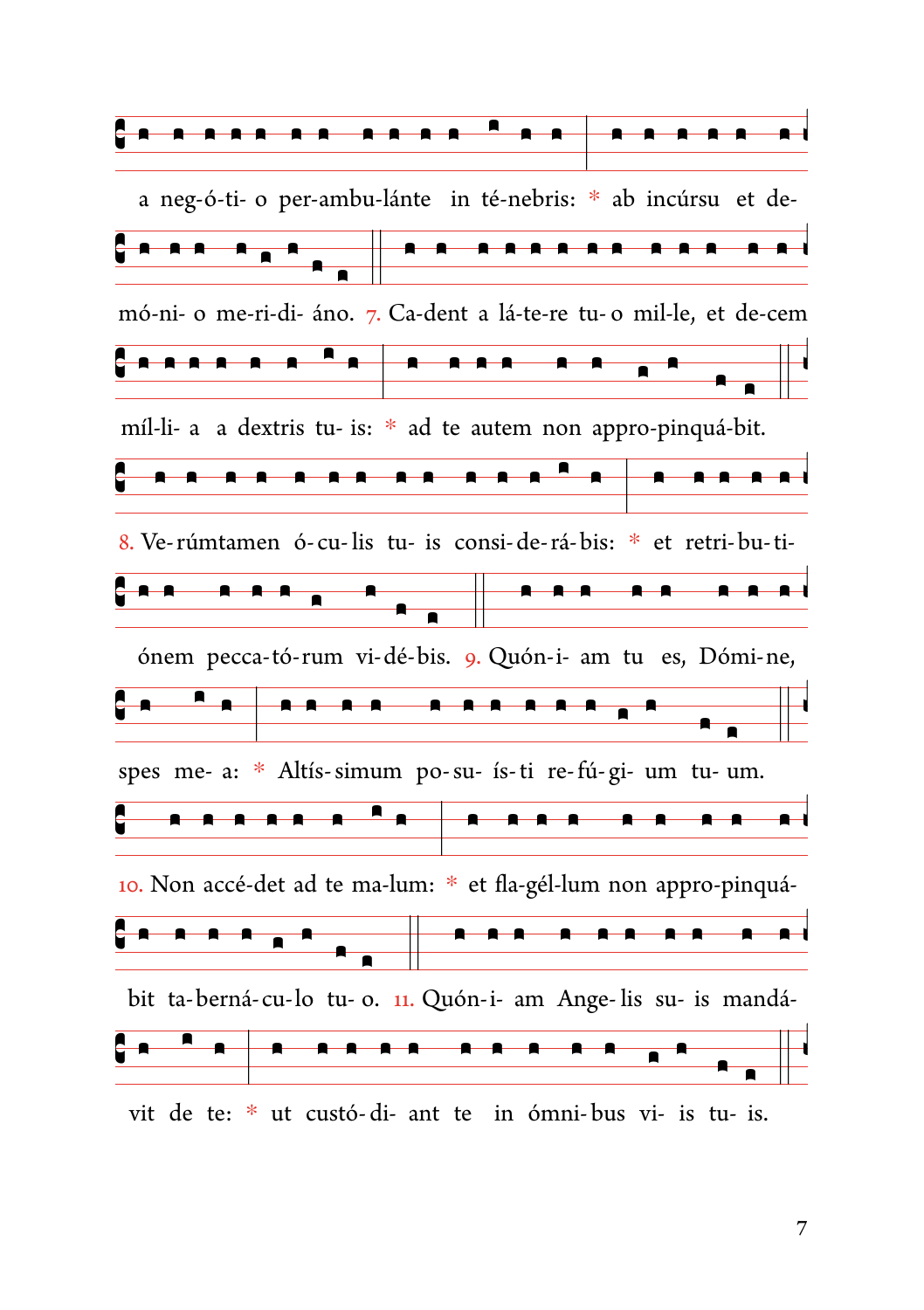a neg-ó-ti- o per-ambu-lánte in té-nebris: * ab incúrsu et de-

mó-ni- o me-ri-di- áno. 7. Ca-dent a lá-te-re tu- o mil-le, et de-cem

míl-li- a a dextris tu- is: * ad te autem non appro-pinquá-bit.

8. Ve-rúmtamen ó-cu-lis tu- is consi-de-rá-bis: * et retri-bu-ti-

ónem pecca-tó-rum vi-dé-bis. 9. Quón-i- am tu es, Dómi-ne,

spes me- a: * Altís-simum po-su- ís-ti re-fú-gi- um tu- um.

10. Non accé-det ad te ma-lum: * et fla-gél-lum non appro-pinquá-

bit ta-berná-cu-lo tu- o. 11. Quón-i- am Ange-lis su- is mandá-

vit de te: * ut custó-di- ant te in ómni-bus vi- is tu- is.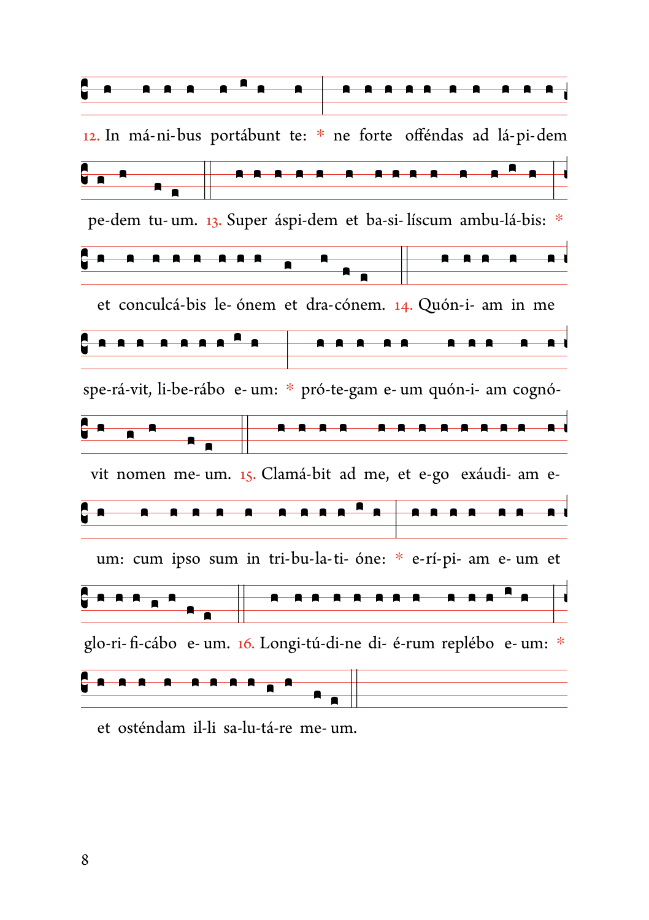12. In má-ni-bus portábunt te: * ne forte offéndas ad lá-pi-dem

pe-dem tu- um. 13. Super áspi-dem et ba-si- líscum ambu-lá-bis: *

et conculcá-bis le- ónem et dra-cónem. 14. Quón-i- am in me

spe-rá-vit, li-be-rábo e- um: * pró-te-gam e- um quón-i- am cognó-

vit nomen me- um. 15. Clamá-bit ad me, et e-go exáudi- am e-

um: cum ipso sum in tri-bu-la-ti- óne: * e-rí-pi- am e- um et

glo-ri- fi-cábo e- um. 16. Longi-tú-di-ne di- é-rum replébo e- um: *

et osténdam il-li sa-lu-tá-re me- um.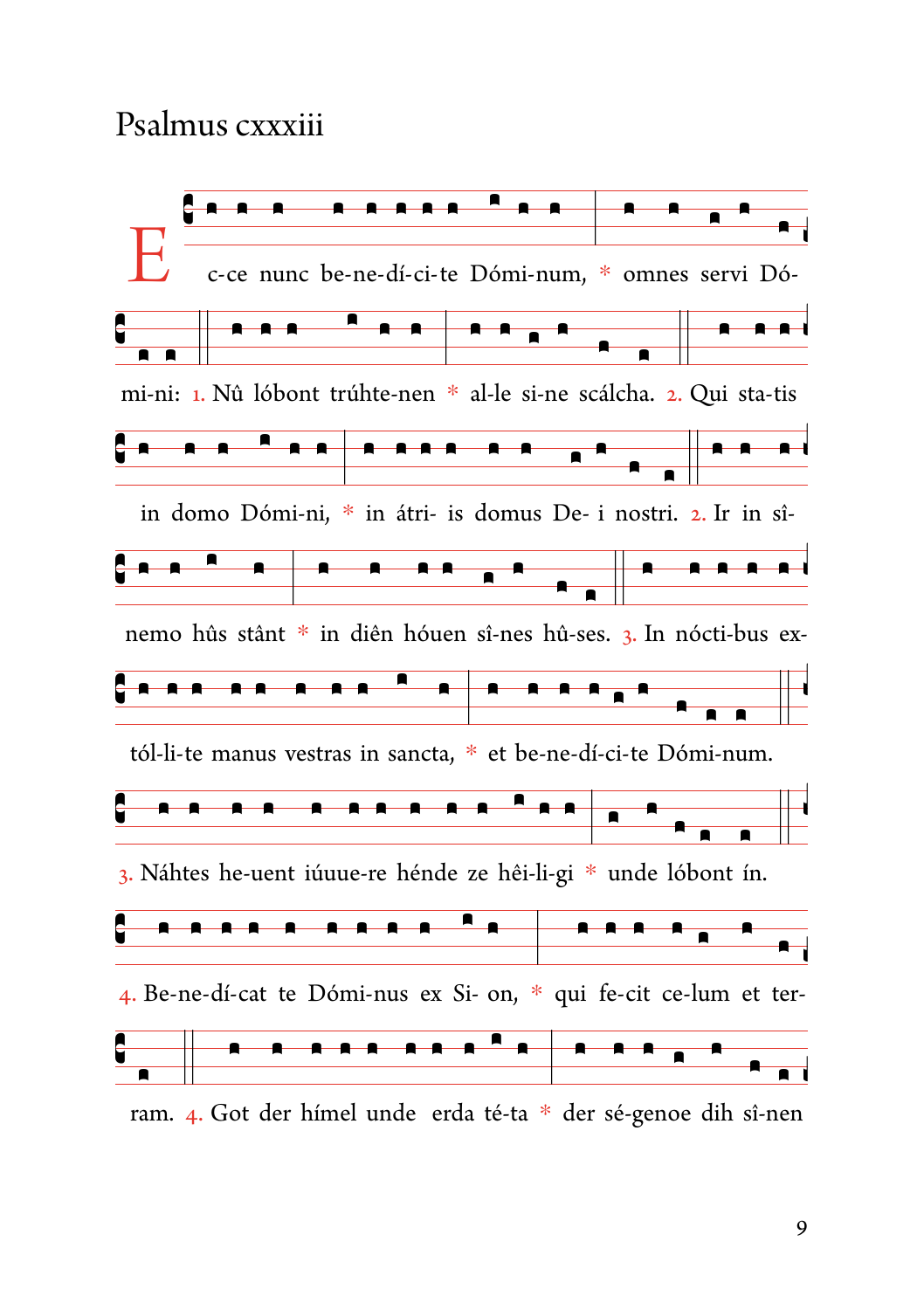# Psalmus cxxxiii

Ecce nunc be-ne-dí-ci-te Dómi-num, * omnes servi Dó-

mi-ni: 1. Nû lóbont trúhte-nen * al-le si-ne scálcha. 2. Qui sta-tis

in domo Dómi-ni, * in átri- is domus De- i nostri. 2. Ir in sî-

nemo hûs stânt * in diên hóuen sî-nes hû-ses. 3. In nócti-bus ex-

tól-li-te manus vestras in sancta, * et be-ne-dí-ci-te Dómi-num.

3. Náhtes he-uent iúuue-re hénde ze hêi-li-gi * unde lóbont ín.

4. Be-ne-dí-cat te Dómi-nus ex Si- on, * qui fe-cit ce-lum et ter-

ram. 4. Got der hímel unde erda té-ta * der sé-genoe dih sî-nen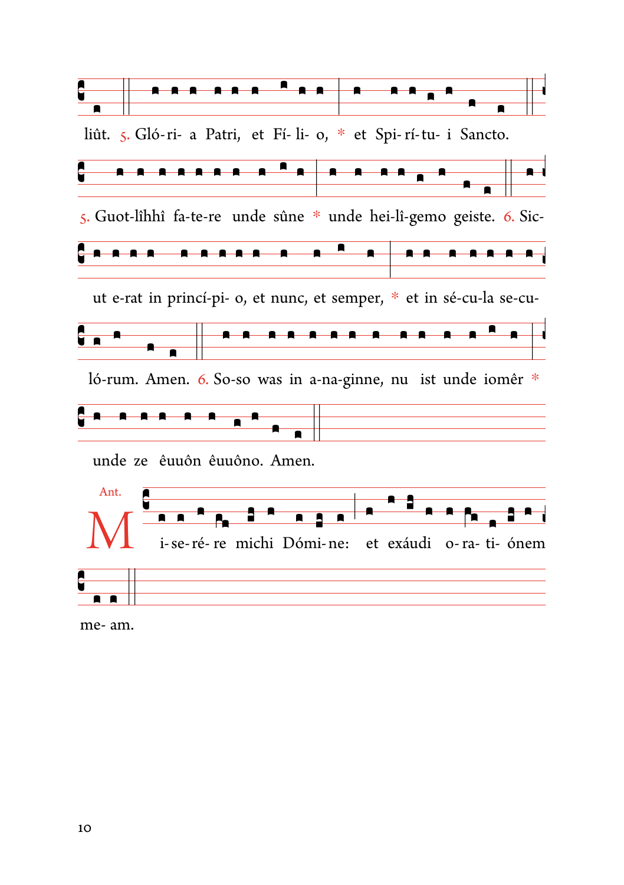liût. 5. Gló-ri- a Patri, et Fí- li- o, * et Spi-rí-tu- i Sancto.

5. Guot-lîhhî fa-te-re unde sûne * unde hei-lî-gemo geiste. 6. Sic-

ut e-rat in princí-pi- o, et nunc, et semper, * et in sé-cu-la se-cu-

ló-rum. Amen. 6. So-so was in a-na-ginne, nu ist unde iomêr *

unde ze êuuôn êuuôno. Amen.

Ant. M i-se-ré- re michi Dómi-ne: et exáudi o-ra- ti- ónem

me- am.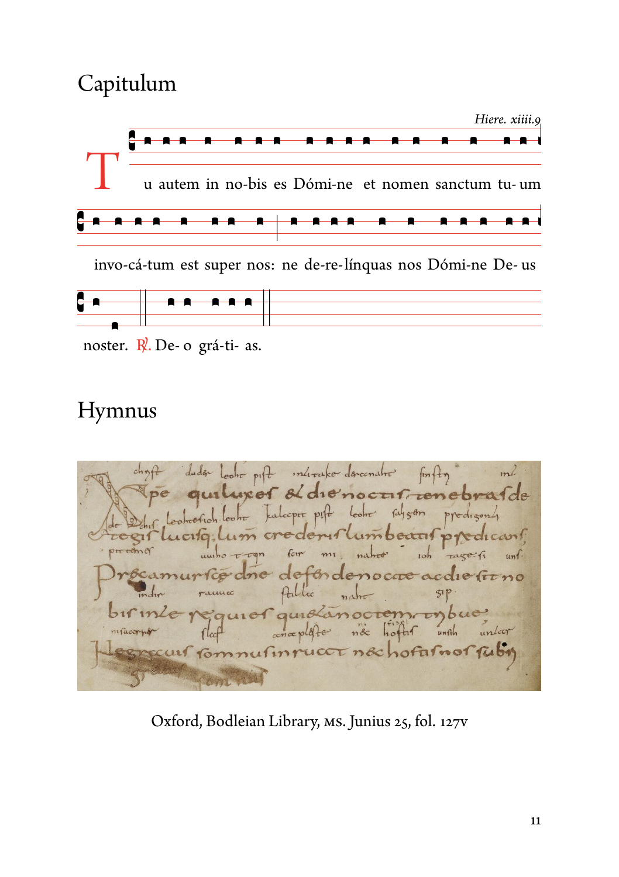# Capitulum

*Hiere. xiiii.9*

Tu autem in no-bis es Dómi-ne et nomen sanctum tu- um invo-cá-tum est super nos: ne de-re-línquas nos Dómi-ne De- us noster. ℟. De- o grá-ti- as.

# Hymnus

Oxford, Bodleian Library, MS. Junius 25, fol. 127v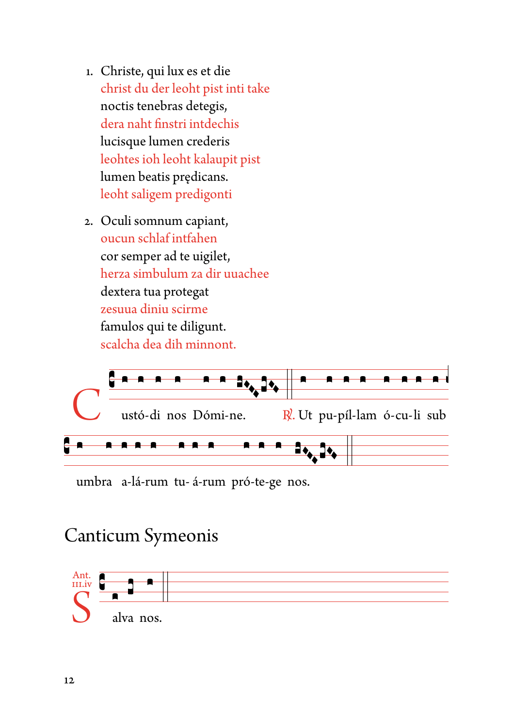1. Christe, qui lux es et die
   christ du der leoht pist inti take
   noctis tenebras detegis,
   dera naht finstri intdechis
   lucisque lumen crederis
   leohtes ioh leoht kalaupit pist
   lumen beatis prędicans.
   leoht saligem predigonti

2. Oculi somnum capiant,
   oucun schlaf intfahen
   cor semper ad te uigilet,
   herza simbulum za dir uuachee
   dextera tua protegat
   zesuua diniu scirme
   famulos qui te diligunt.
   scalcha dea dih minnont.

Custó-di nos Dómi-ne. ℟. Ut pu-píl-lam ó-cu-li sub umbra a-lá-rum tu- á-rum pró-te-ge nos.

## Canticum Symeonis

Ant. III.iv

Salva nos.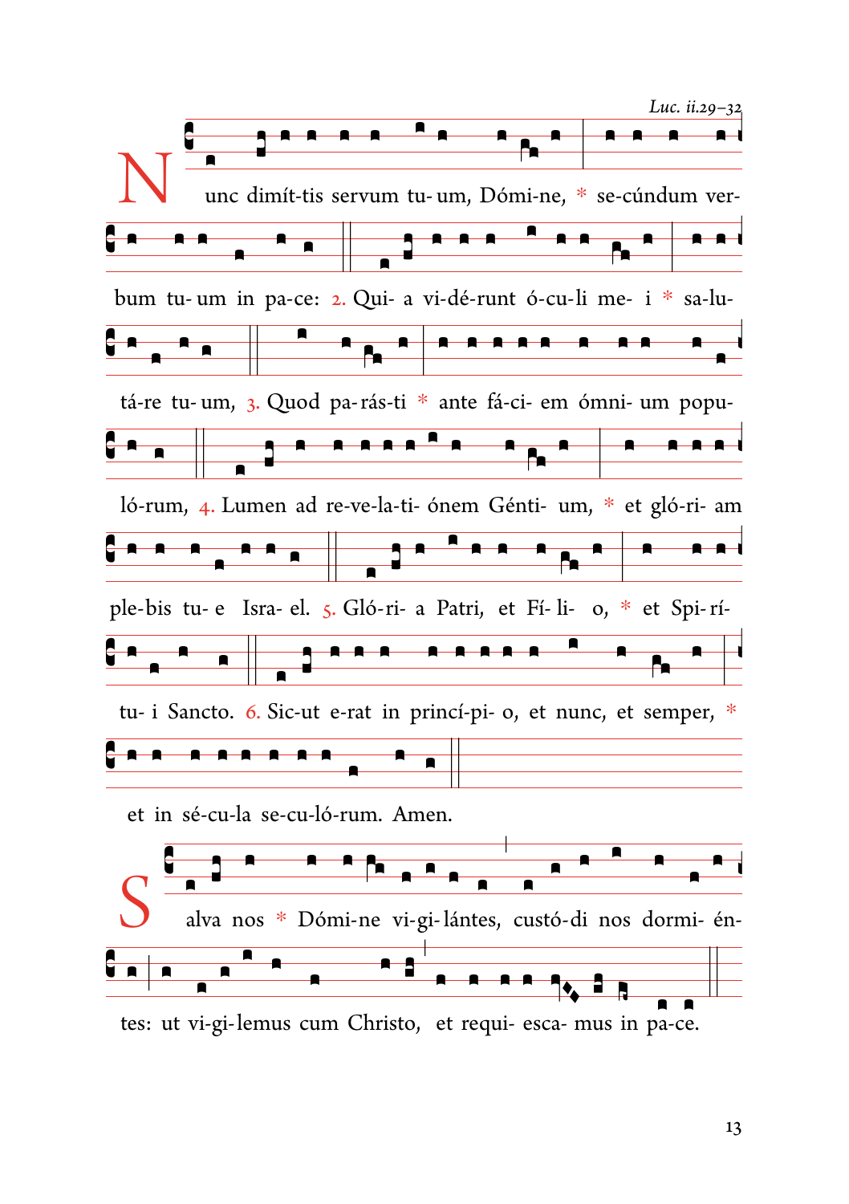*Luc. ii.29–32*

Nunc dimít-tis servum tu-um, Dómi-ne, * se-cúndum ver-bum tu-um in pa-ce: 2. Qui-a vi-dé-runt ó-cu-li me-i * sa-lu-tá-re tu-um, 3. Quod pa-rás-ti * ante fá-ci-em ómni-um popu-ló-rum, 4. Lumen ad re-ve-la-ti-ónem Génti-um, * et gló-ri-am ple-bis tu-e Isra-el. 5. Gló-ri-a Patri, et Fí-li-o, * et Spi-rí-tu-i Sancto. 6. Sic-ut e-rat in princí-pi-o, et nunc, et semper, * et in sé-cu-la se-cu-ló-rum. Amen.

Salva nos * Dómi-ne vi-gi-lántes, custó-di nos dormi-én-tes: ut vi-gi-lemus cum Christo, et requi-esca-mus in pa-ce.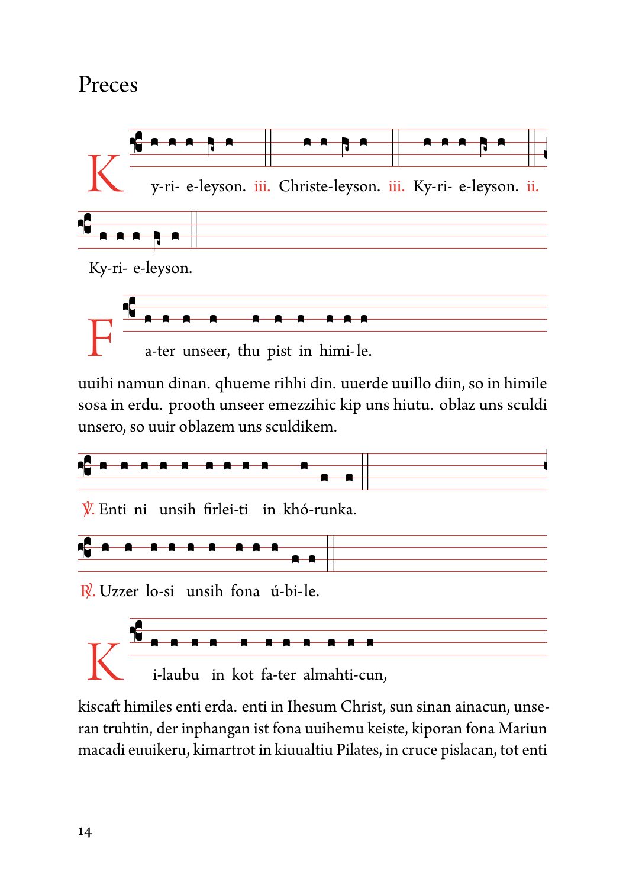# Preces

Ky-ri- e-leyson. iii. Christe-leyson. iii. Ky-ri- e-leyson. ii.

Ky-ri- e-leyson.

Fa-ter unseer, thu pist in himi-le.

uuihi namun dinan. qhueme rihhi din. uuerde uuillo diin, so in himile sosa in erdu. prooth unseer emezzihic kip uns hiutu. oblaz uns sculdi unsero, so uuir oblazem uns sculdikem.

℣. Enti ni unsih firlei-ti in khó-runka.

℟. Uzzer lo-si unsih fona ú-bi-le.

Ki-laubu in kot fa-ter almahti-cun,

kiscaft himiles enti erda. enti in Ihesum Christ, sun sinan ainacun, unseran truhtin, der inphangan ist fona uuihemu keiste, kiporan fona Mariun macadi euuikeru, kimartrot in kiuualtiu Pilates, in cruce pislacan, tot enti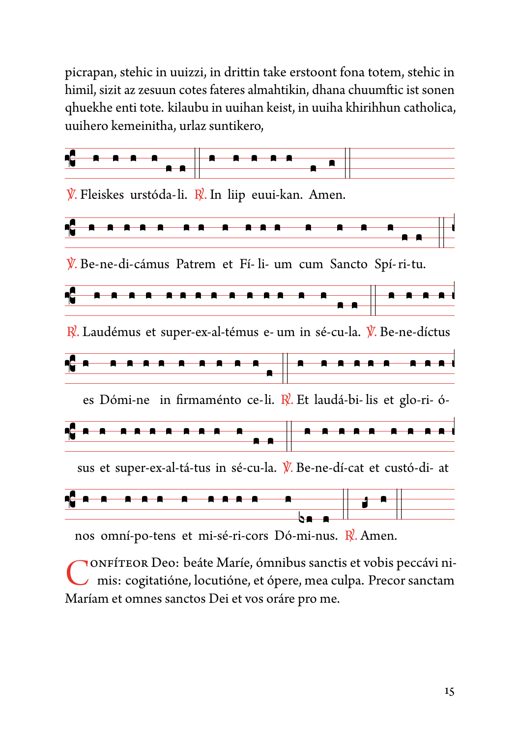picrapan, stehic in uuizzi, in drittin take erstoont fona totem, stehic in himil, sizit az zesuun cotes fateres almahtikin, dhana chuumftic ist sonen qhuekhe enti tote. kilaubu in uuihan keist, in uuiha khirihhun catholica, uuihero kemeinitha, urlaz suntikero,

℣. Fleiskes urstóda-li. ℟. In liip euui-kan. Amen.

℣. Be-ne-di-cámus Patrem et Fí- li- um cum Sancto Spí- ri-tu.

℟. Laudémus et super-ex-al-témus e- um in sé-cu-la. ℣. Be-ne-díctus es Dómi-ne in firmaménto ce-li. ℟. Et laudá-bi- lis et glo-ri- ó-sus et super-ex-al-tá-tus in sé-cu-la. ℣. Be-ne-dí-cat et custó-di- at nos omní-po-tens et mi-sé-ri-cors Dó-mi-nus. ℟. Amen.

CONFÍTEOR Deo: beáte Maríe, ómnibus sanctis et vobis peccávi nimis: cogitatióne, locutióne, et ópere, mea culpa. Precor sanctam Maríam et omnes sanctos Dei et vos oráre pro me.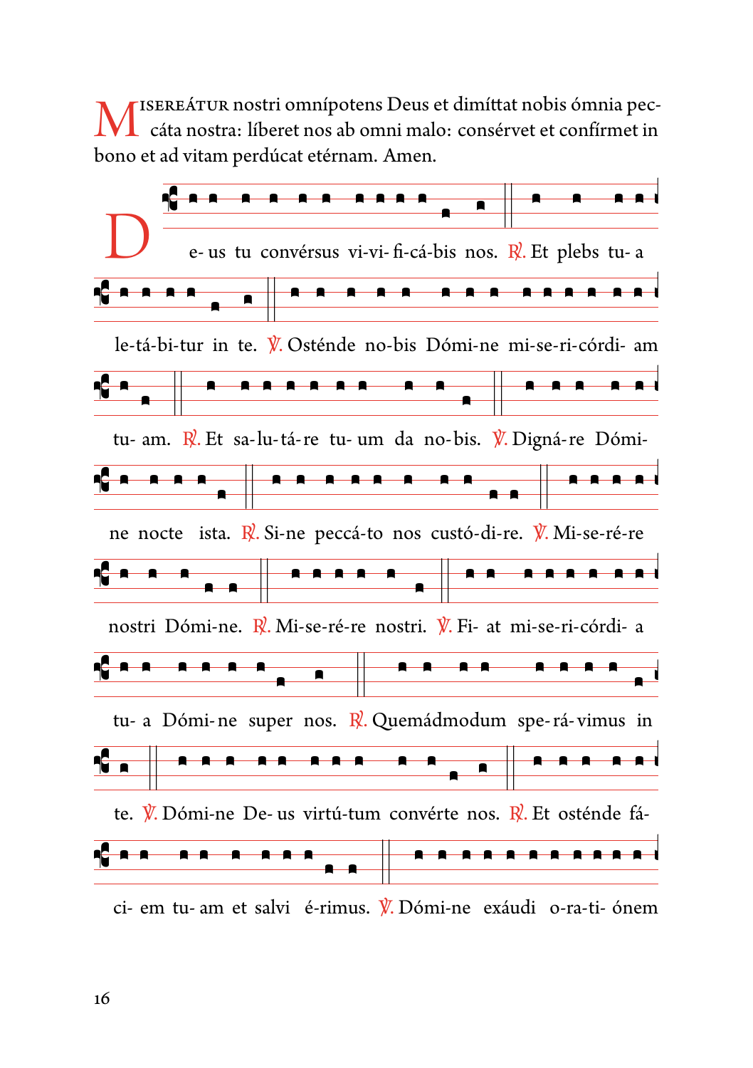MISEREÁTUR nostri omnípotens Deus et dimíttat nobis ómnia peccáta nostra: líberet nos ab omni malo: consérvet et confírmet in bono et ad vitam perdúcat etérnam. Amen.

De- us tu convérsus vi-vi- fi-cá-bis nos. ℟. Et plebs tu- a le-tá-bi-tur in te. ℣. Osténde no-bis Dómi-ne mi-se-ri-córdi- am tu- am. ℟. Et sa-lu-tá-re tu- um da no-bis. ℣. Digná-re Dómi-ne nocte ista. ℟. Si-ne peccá-to nos custó-di-re. ℣. Mi-se-ré-re nostri Dómi-ne. ℟. Mi-se-ré-re nostri. ℣. Fi- at mi-se-ri-córdi- a tu- a Dómi-ne super nos. ℟. Quemádmodum spe-rá-vimus in te. ℣. Dómi-ne De- us virtú-tum convérte nos. ℟. Et osténde fá-ci- em tu- am et salvi é-rimus. ℣. Dómi-ne exáudi o-ra-ti- ónem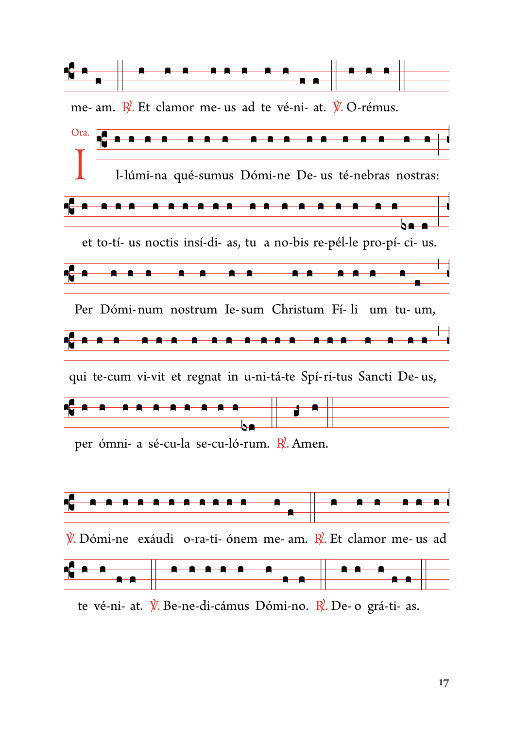me- am. ℟. Et clamor me- us ad te vé-ni- at. ℣. O-rémus.

Ora.

I l-lúmi-na qué-sumus Dómi-ne De- us té-nebras nostras:

et to-tí- us noctis insí-di- as, tu a no-bis re-pél-le pro-pí- ci- us.

Per Dómi-num nostrum Ie-sum Christum Fí- li um tu- um,

qui te-cum vi-vit et regnat in u-ni-tá-te Spí-ri-tus Sancti De- us,

per ómni- a sé-cu-la se-cu-ló-rum. ℟. Amen.

℣. Dómi-ne exáudi o-ra-ti- ónem me- am. ℟. Et clamor me- us ad

te vé-ni- at. ℣. Be-ne-di-cámus Dómi-no. ℟. De- o grá-ti- as.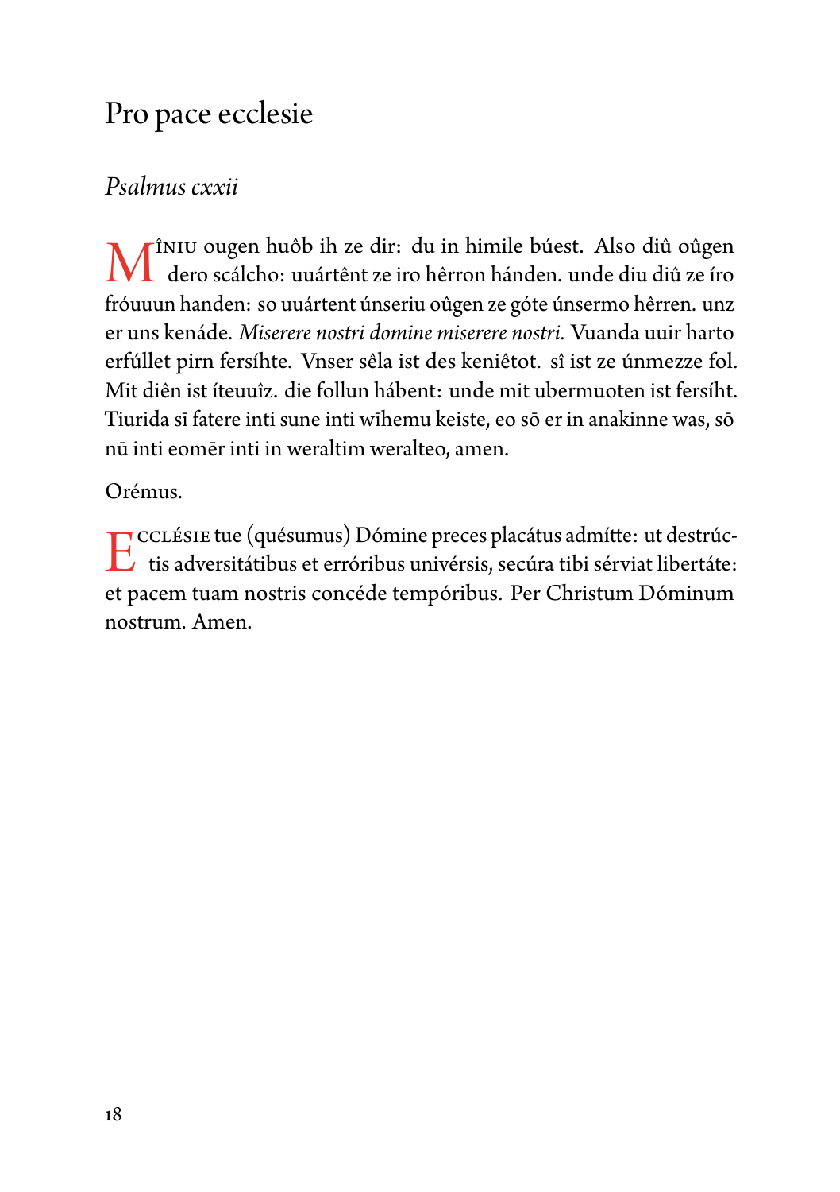## Pro pace ecclesie

### *Psalmus cxxii*

MÎNIU ougen huôb ih ze dir: du in himile búest. Also diû oûgen dero scálcho: uuártênt ze iro hêrron hánden. unde diu diû ze íro fróuuun handen: so uuártent únseriu oûgen ze góte únsermo hêrren. unz er uns kenáde. *Miserere nostri domine miserere nostri.* Vuanda uuir harto erfúllet pirn fersíhte. Vnser sêla ist des keniêtot. sî ist ze únmezze fol. Mit diên ist íteuuîz. die follun hábent: unde mit ubermuoten ist fersíht. Tiurida sī fatere inti sune inti wīhemu keiste, eo sō er in anakinne was, sō nū inti eomēr inti in weraltim weralteo, amen.

Orémus.

ECCLÉSIE tue (quésumus) Dómine preces placátus admítte: ut destrúctis adversitátibus et erróribus univérsis, secúra tibi sérviat libertáte: et pacem tuam nostris concéde tempóribus. Per Christum Dóminum nostrum. Amen.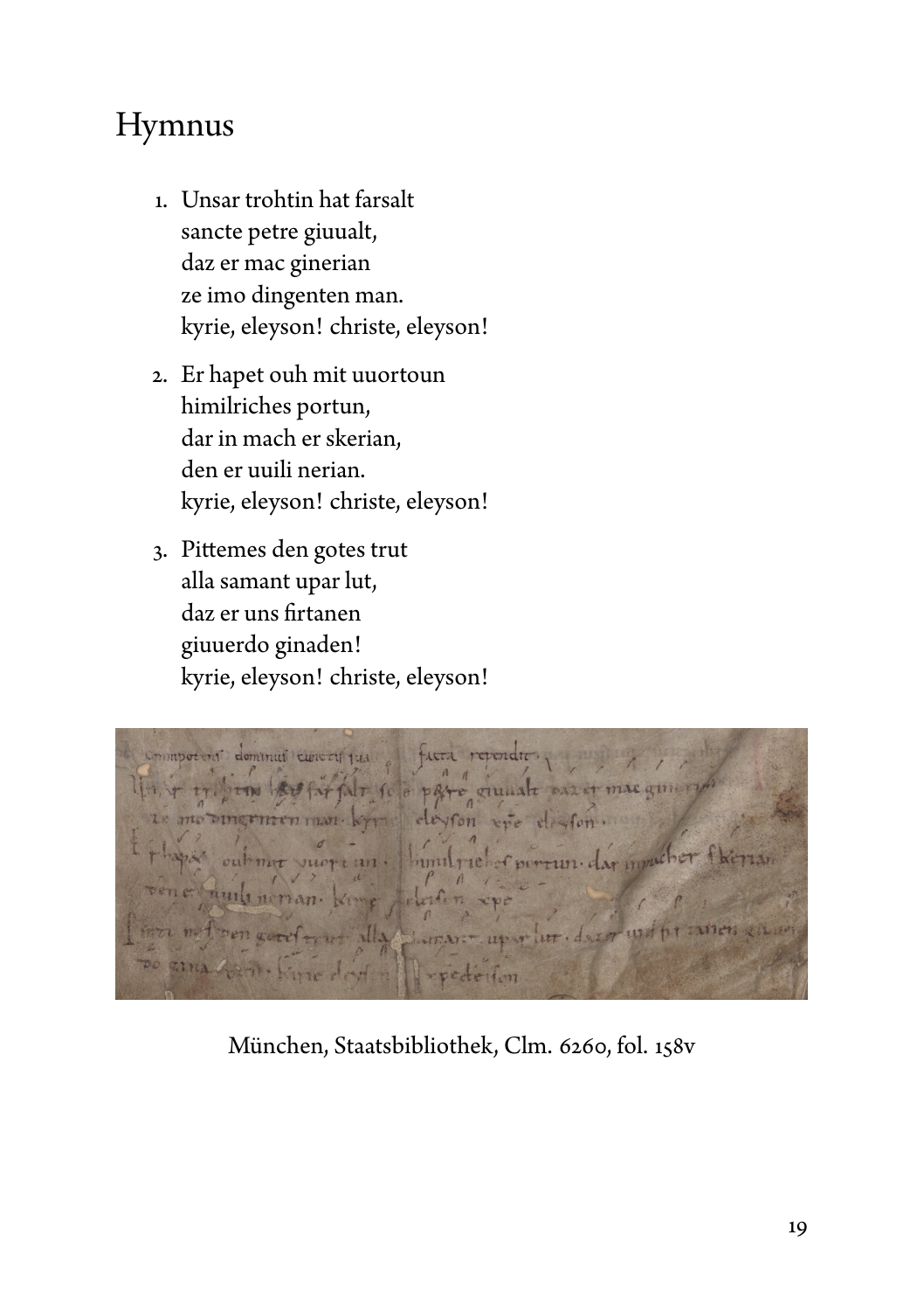# Hymnus

1. Unsar trohtin hat farsalt  
   sancte petre giuualt,  
   daz er mac ginerian  
   ze imo dingenten man.  
   kyrie, eleyson! christe, eleyson!

2. Er hapet ouh mit uuortoun  
   himilriches portun,  
   dar in mach er skerian,  
   den er uuili nerian.  
   kyrie, eleyson! christe, eleyson!

3. Pittemes den gotes trut  
   alla samant upar lut,  
   daz er uns firtanen  
   giuuerdo ginaden!  
   kyrie, eleyson! christe, eleyson!

München, Staatsbibliothek, Clm. 6260, fol. 158v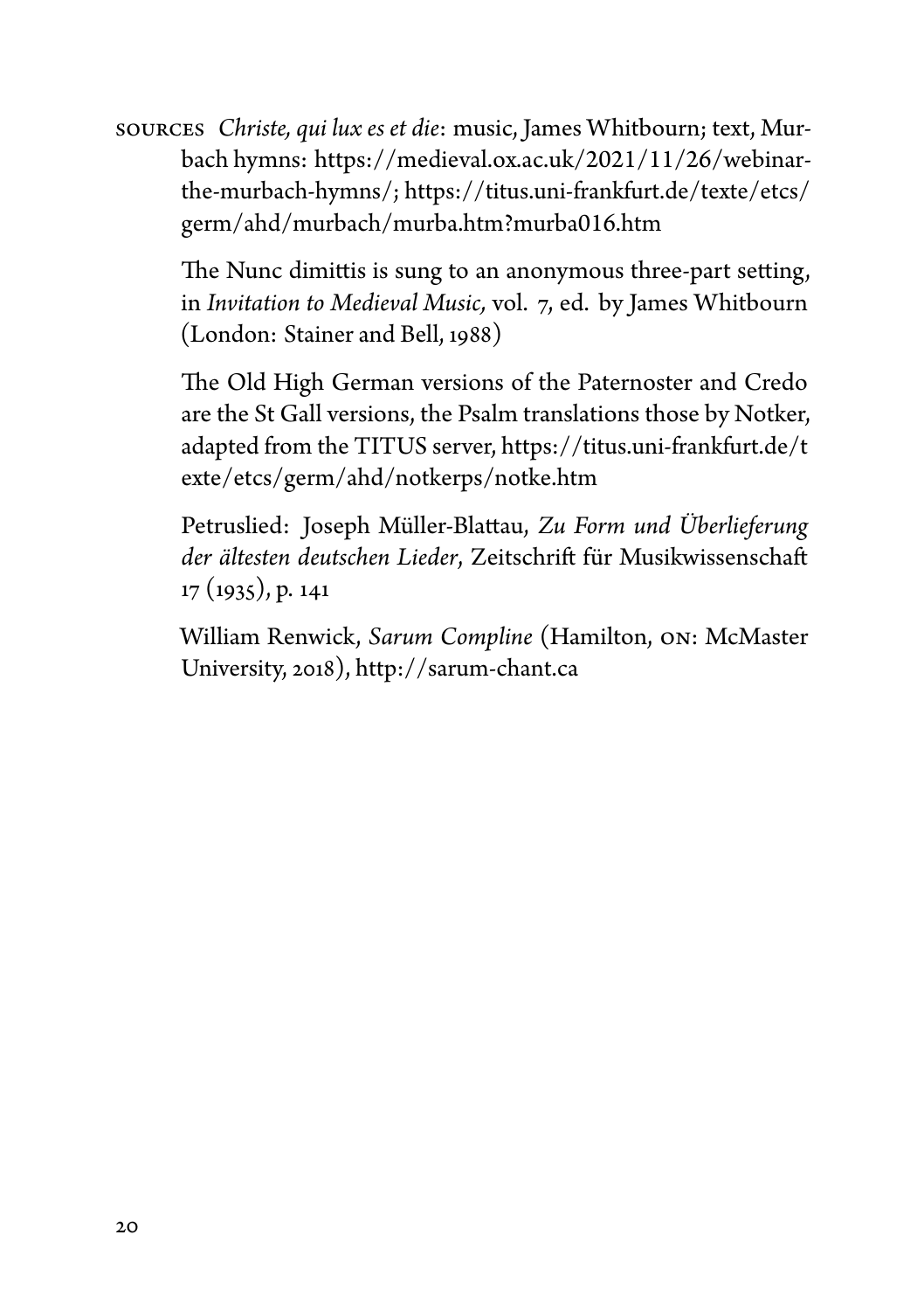SOURCES *Christe, qui lux es et die*: music, James Whitbourn; text, Murbach hymns: https://medieval.ox.ac.uk/2021/11/26/webinar-the-murbach-hymns/; https://titus.uni-frankfurt.de/texte/etcs/germ/ahd/murbach/murba.htm?murba016.htm

The Nunc dimittis is sung to an anonymous three-part setting, in *Invitation to Medieval Music,* vol. 7, ed. by James Whitbourn (London: Stainer and Bell, 1988)

The Old High German versions of the Paternoster and Credo are the St Gall versions, the Psalm translations those by Notker, adapted from the TITUS server, https://titus.uni-frankfurt.de/texte/etcs/germ/ahd/notkerps/notke.htm

Petruslied: Joseph Müller-Blattau, *Zu Form und Überlieferung der ältesten deutschen Lieder*, Zeitschrift für Musikwissenschaft 17 (1935), p. 141

William Renwick, *Sarum Compline* (Hamilton, ON: McMaster University, 2018), http://sarum-chant.ca